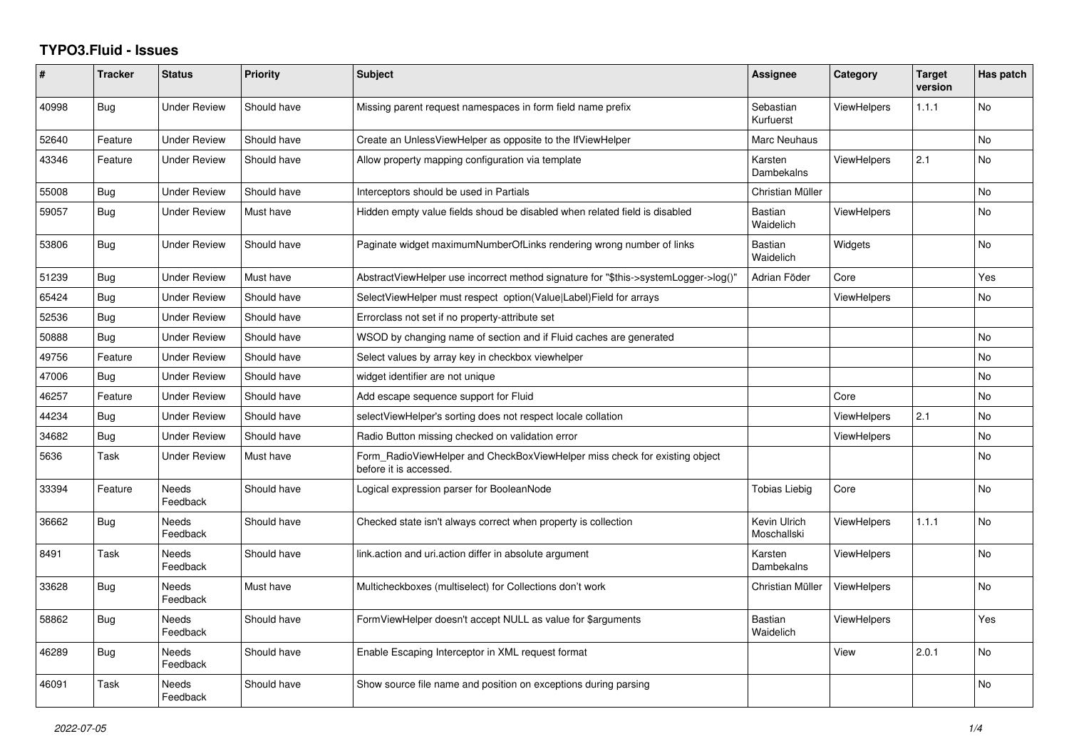# TYPO3.Fluid - Issues

| # | Tracker | Status | Priority | Subject | Assignee | Category | Target version | Has patch |
|---|---|---|---|---|---|---|---|---|
| 40998 | Bug | Under Review | Should have | Missing parent request namespaces in form field name prefix | Sebastian Kurfuerst | ViewHelpers | 1.1.1 | No |
| 52640 | Feature | Under Review | Should have | Create an UnlessViewHelper as opposite to the IfViewHelper | Marc Neuhaus | | | No |
| 43346 | Feature | Under Review | Should have | Allow property mapping configuration via template | Karsten Dambekalns | ViewHelpers | 2.1 | No |
| 55008 | Bug | Under Review | Should have | Interceptors should be used in Partials | Christian Müller | | | No |
| 59057 | Bug | Under Review | Must have | Hidden empty value fields shoud be disabled when related field is disabled | Bastian Waidelich | ViewHelpers | | No |
| 53806 | Bug | Under Review | Should have | Paginate widget maximumNumberOfLinks rendering wrong number of links | Bastian Waidelich | Widgets | | No |
| 51239 | Bug | Under Review | Must have | AbstractViewHelper use incorrect method signature for "$this->systemLogger->log()" | Adrian Föder | Core | | Yes |
| 65424 | Bug | Under Review | Should have | SelectViewHelper must respect option(Value\|Label)Field for arrays | | ViewHelpers | | No |
| 52536 | Bug | Under Review | Should have | Errorclass not set if no property-attribute set | | | | |
| 50888 | Bug | Under Review | Should have | WSOD by changing name of section and if Fluid caches are generated | | | | No |
| 49756 | Feature | Under Review | Should have | Select values by array key in checkbox viewhelper | | | | No |
| 47006 | Bug | Under Review | Should have | widget identifier are not unique | | | | No |
| 46257 | Feature | Under Review | Should have | Add escape sequence support for Fluid | | Core | | No |
| 44234 | Bug | Under Review | Should have | selectViewHelper's sorting does not respect locale collation | | ViewHelpers | 2.1 | No |
| 34682 | Bug | Under Review | Should have | Radio Button missing checked on validation error | | ViewHelpers | | No |
| 5636 | Task | Under Review | Must have | Form_RadioViewHelper and CheckBoxViewHelper miss check for existing object before it is accessed. | | | | No |
| 33394 | Feature | Needs Feedback | Should have | Logical expression parser for BooleanNode | Tobias Liebig | Core | | No |
| 36662 | Bug | Needs Feedback | Should have | Checked state isn't always correct when property is collection | Kevin Ulrich Moschallski | ViewHelpers | 1.1.1 | No |
| 8491 | Task | Needs Feedback | Should have | link.action and uri.action differ in absolute argument | Karsten Dambekalns | ViewHelpers | | No |
| 33628 | Bug | Needs Feedback | Must have | Multicheckboxes (multiselect) for Collections don't work | Christian Müller | ViewHelpers | | No |
| 58862 | Bug | Needs Feedback | Should have | FormViewHelper doesn't accept NULL as value for $arguments | Bastian Waidelich | ViewHelpers | | Yes |
| 46289 | Bug | Needs Feedback | Should have | Enable Escaping Interceptor in XML request format | | View | 2.0.1 | No |
| 46091 | Task | Needs Feedback | Should have | Show source file name and position on exceptions during parsing | | | | No |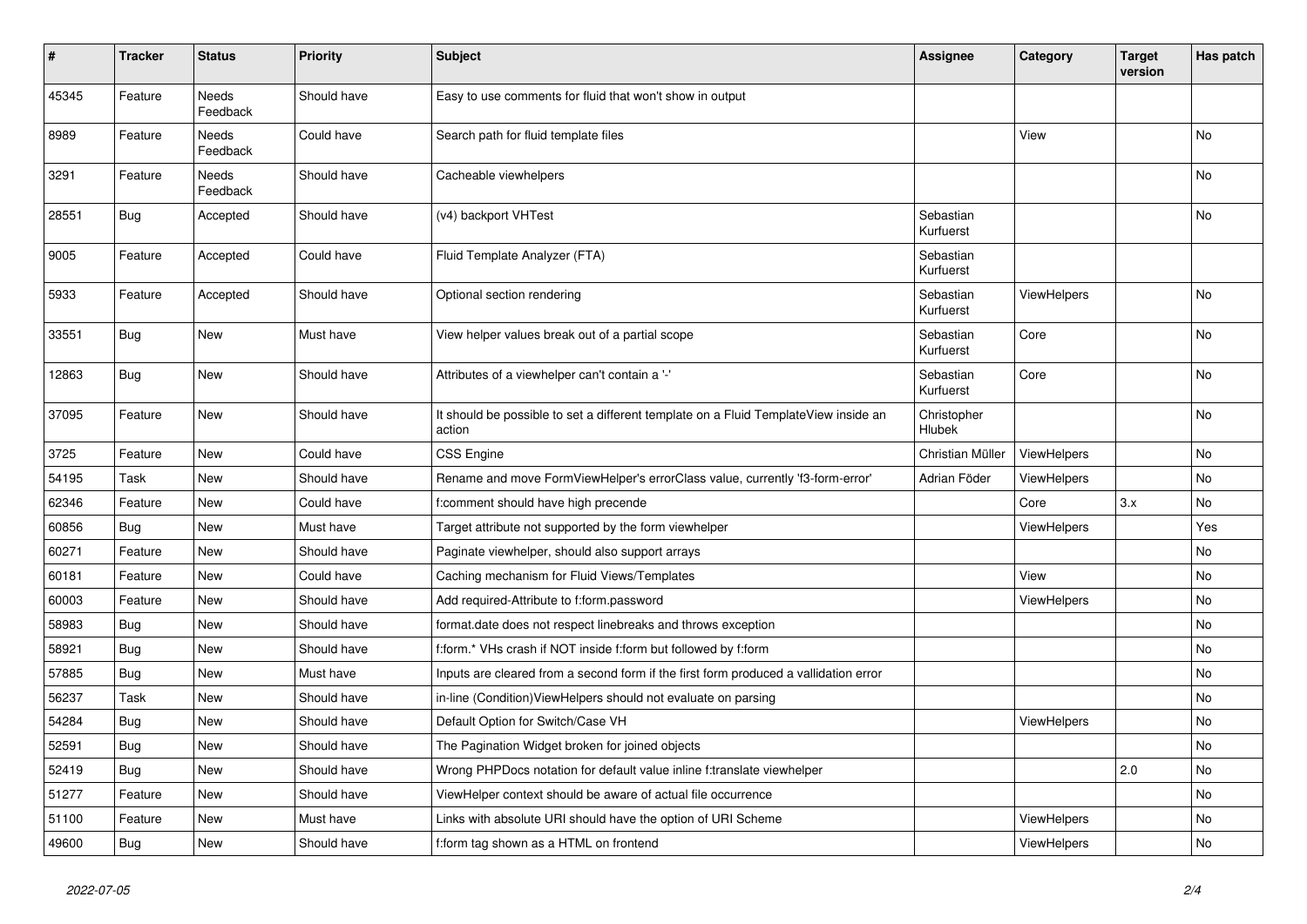| # | Tracker | Status | Priority | Subject | Assignee | Category | Target version | Has patch |
| --- | --- | --- | --- | --- | --- | --- | --- | --- |
| 45345 | Feature | Needs Feedback | Should have | Easy to use comments for fluid that won't show in output | | | | |
| 8989 | Feature | Needs Feedback | Could have | Search path for fluid template files | | View | | No |
| 3291 | Feature | Needs Feedback | Should have | Cacheable viewhelpers | | | | No |
| 28551 | Bug | Accepted | Should have | (v4) backport VHTest | Sebastian Kurfuerst | | | No |
| 9005 | Feature | Accepted | Could have | Fluid Template Analyzer (FTA) | Sebastian Kurfuerst | | | |
| 5933 | Feature | Accepted | Should have | Optional section rendering | Sebastian Kurfuerst | ViewHelpers | | No |
| 33551 | Bug | New | Must have | View helper values break out of a partial scope | Sebastian Kurfuerst | Core | | No |
| 12863 | Bug | New | Should have | Attributes of a viewhelper can't contain a '-' | Sebastian Kurfuerst | Core | | No |
| 37095 | Feature | New | Should have | It should be possible to set a different template on a Fluid TemplateView inside an action | Christopher Hlubek | | | No |
| 3725 | Feature | New | Could have | CSS Engine | Christian Müller | ViewHelpers | | No |
| 54195 | Task | New | Should have | Rename and move FormViewHelper's errorClass value, currently 'f3-form-error' | Adrian Föder | ViewHelpers | | No |
| 62346 | Feature | New | Could have | f:comment should have high precende | | Core | 3.x | No |
| 60856 | Bug | New | Must have | Target attribute not supported by the form viewhelper | | ViewHelpers | | Yes |
| 60271 | Feature | New | Should have | Paginate viewhelper, should also support arrays | | | | No |
| 60181 | Feature | New | Could have | Caching mechanism for Fluid Views/Templates | | View | | No |
| 60003 | Feature | New | Should have | Add required-Attribute to f:form.password | | ViewHelpers | | No |
| 58983 | Bug | New | Should have | format.date does not respect linebreaks and throws exception | | | | No |
| 58921 | Bug | New | Should have | f:form.* VHs crash if NOT inside f:form but followed by f:form | | | | No |
| 57885 | Bug | New | Must have | Inputs are cleared from a second form if the first form produced a vallidation error | | | | No |
| 56237 | Task | New | Should have | in-line (Condition)ViewHelpers should not evaluate on parsing | | | | No |
| 54284 | Bug | New | Should have | Default Option for Switch/Case VH | | ViewHelpers | | No |
| 52591 | Bug | New | Should have | The Pagination Widget broken for joined objects | | | | No |
| 52419 | Bug | New | Should have | Wrong PHPDocs notation for default value inline f:translate viewhelper | | | 2.0 | No |
| 51277 | Feature | New | Should have | ViewHelper context should be aware of actual file occurrence | | | | No |
| 51100 | Feature | New | Must have | Links with absolute URI should have the option of URI Scheme | | ViewHelpers | | No |
| 49600 | Bug | New | Should have | f:form tag shown as a HTML on frontend | | ViewHelpers | | No |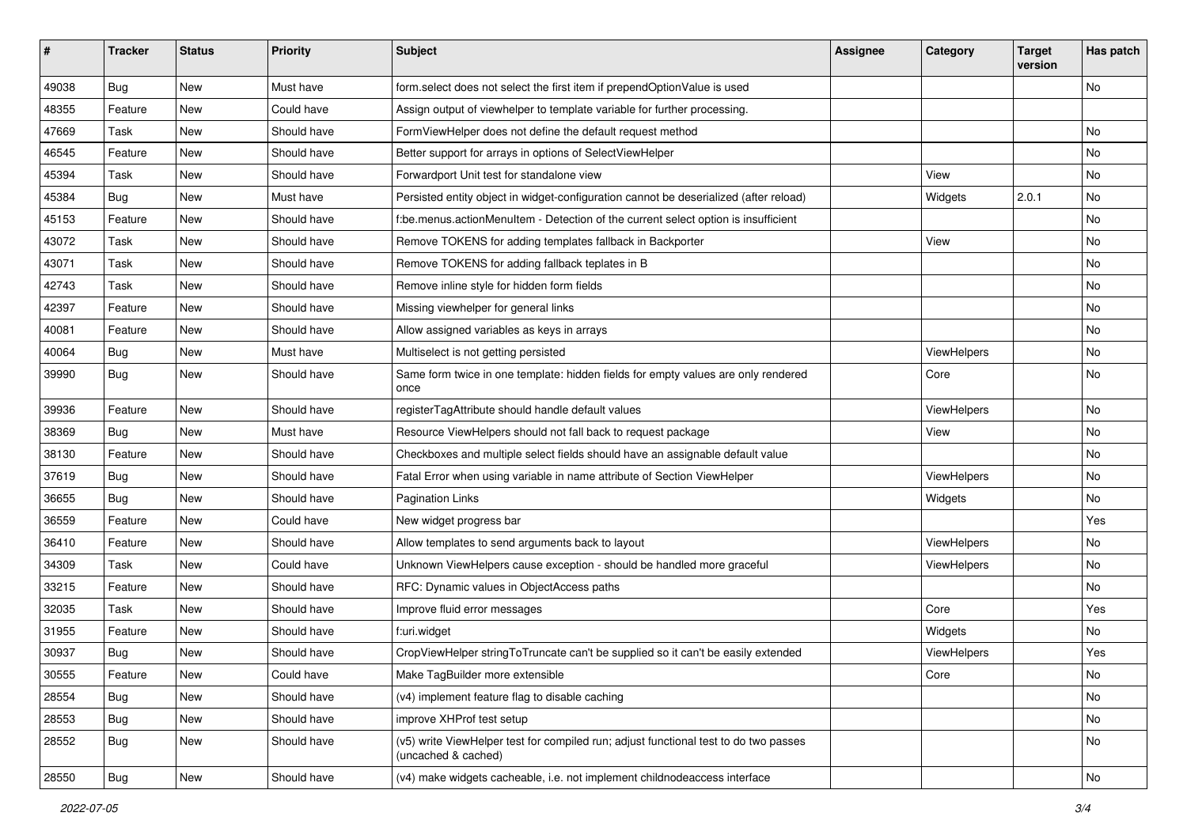| # | Tracker | Status | Priority | Subject | Assignee | Category | Target version | Has patch |
|---|---|---|---|---|---|---|---|---|
| 49038 | Bug | New | Must have | form.select does not select the first item if prependOptionValue is used | | | | No |
| 48355 | Feature | New | Could have | Assign output of viewhelper to template variable for further processing. | | | | |
| 47669 | Task | New | Should have | FormViewHelper does not define the default request method | | | | No |
| 46545 | Feature | New | Should have | Better support for arrays in options of SelectViewHelper | | | | No |
| 45394 | Task | New | Should have | Forwardport Unit test for standalone view | | View | | No |
| 45384 | Bug | New | Must have | Persisted entity object in widget-configuration cannot be deserialized (after reload) | | Widgets | 2.0.1 | No |
| 45153 | Feature | New | Should have | f:be.menus.actionMenuItem - Detection of the current select option is insufficient | | | | No |
| 43072 | Task | New | Should have | Remove TOKENS for adding templates fallback in Backporter | | View | | No |
| 43071 | Task | New | Should have | Remove TOKENS for adding fallback teplates in B | | | | No |
| 42743 | Task | New | Should have | Remove inline style for hidden form fields | | | | No |
| 42397 | Feature | New | Should have | Missing viewhelper for general links | | | | No |
| 40081 | Feature | New | Should have | Allow assigned variables as keys in arrays | | | | No |
| 40064 | Bug | New | Must have | Multiselect is not getting persisted | | ViewHelpers | | No |
| 39990 | Bug | New | Should have | Same form twice in one template: hidden fields for empty values are only rendered once | | Core | | No |
| 39936 | Feature | New | Should have | registerTagAttribute should handle default values | | ViewHelpers | | No |
| 38369 | Bug | New | Must have | Resource ViewHelpers should not fall back to request package | | View | | No |
| 38130 | Feature | New | Should have | Checkboxes and multiple select fields should have an assignable default value | | | | No |
| 37619 | Bug | New | Should have | Fatal Error when using variable in name attribute of Section ViewHelper | | ViewHelpers | | No |
| 36655 | Bug | New | Should have | Pagination Links | | Widgets | | No |
| 36559 | Feature | New | Could have | New widget progress bar | | | | Yes |
| 36410 | Feature | New | Should have | Allow templates to send arguments back to layout | | ViewHelpers | | No |
| 34309 | Task | New | Could have | Unknown ViewHelpers cause exception - should be handled more graceful | | ViewHelpers | | No |
| 33215 | Feature | New | Should have | RFC: Dynamic values in ObjectAccess paths | | | | No |
| 32035 | Task | New | Should have | Improve fluid error messages | | Core | | Yes |
| 31955 | Feature | New | Should have | f:uri.widget | | Widgets | | No |
| 30937 | Bug | New | Should have | CropViewHelper stringToTruncate can't be supplied so it can't be easily extended | | ViewHelpers | | Yes |
| 30555 | Feature | New | Could have | Make TagBuilder more extensible | | Core | | No |
| 28554 | Bug | New | Should have | (v4) implement feature flag to disable caching | | | | No |
| 28553 | Bug | New | Should have | improve XHProf test setup | | | | No |
| 28552 | Bug | New | Should have | (v5) write ViewHelper test for compiled run; adjust functional test to do two passes (uncached & cached) | | | | No |
| 28550 | Bug | New | Should have | (v4) make widgets cacheable, i.e. not implement childnodeaccess interface | | | | No |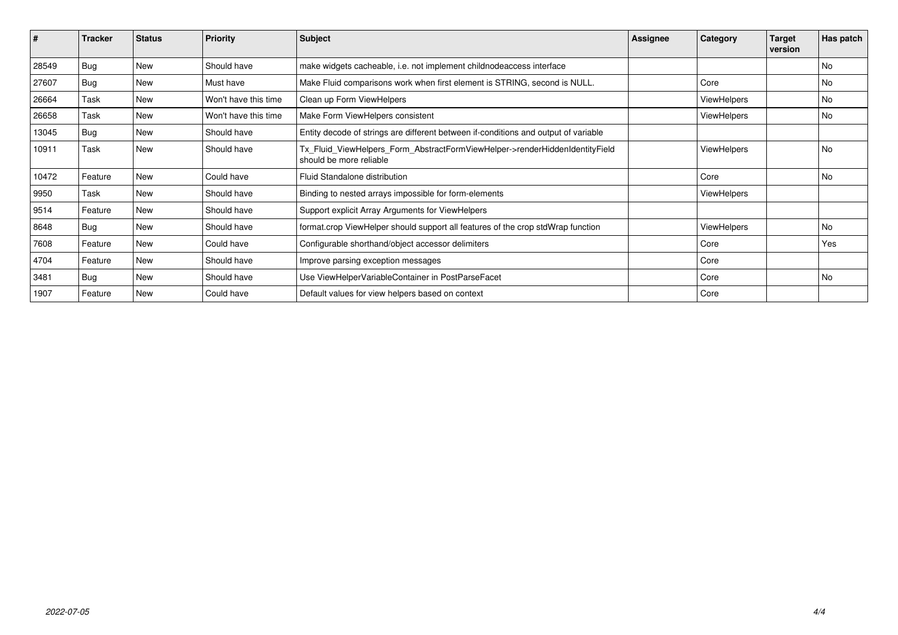| # | Tracker | Status | Priority | Subject | Assignee | Category | Target version | Has patch |
|---|---|---|---|---|---|---|---|---|
| 28549 | Bug | New | Should have | make widgets cacheable, i.e. not implement childnodeaccess interface | | | | No |
| 27607 | Bug | New | Must have | Make Fluid comparisons work when first element is STRING, second is NULL. | | Core | | No |
| 26664 | Task | New | Won't have this time | Clean up Form ViewHelpers | | ViewHelpers | | No |
| 26658 | Task | New | Won't have this time | Make Form ViewHelpers consistent | | ViewHelpers | | No |
| 13045 | Bug | New | Should have | Entity decode of strings are different between if-conditions and output of variable | | | | |
| 10911 | Task | New | Should have | Tx_Fluid_ViewHelpers_Form_AbstractFormViewHelper->renderHiddenIdentityField should be more reliable | | ViewHelpers | | No |
| 10472 | Feature | New | Could have | Fluid Standalone distribution | | Core | | No |
| 9950 | Task | New | Should have | Binding to nested arrays impossible for form-elements | | ViewHelpers | | |
| 9514 | Feature | New | Should have | Support explicit Array Arguments for ViewHelpers | | | | |
| 8648 | Bug | New | Should have | format.crop ViewHelper should support all features of the crop stdWrap function | | ViewHelpers | | No |
| 7608 | Feature | New | Could have | Configurable shorthand/object accessor delimiters | | Core | | Yes |
| 4704 | Feature | New | Should have | Improve parsing exception messages | | Core | | |
| 3481 | Bug | New | Should have | Use ViewHelperVariableContainer in PostParseFacet | | Core | | No |
| 1907 | Feature | New | Could have | Default values for view helpers based on context | | Core | | |